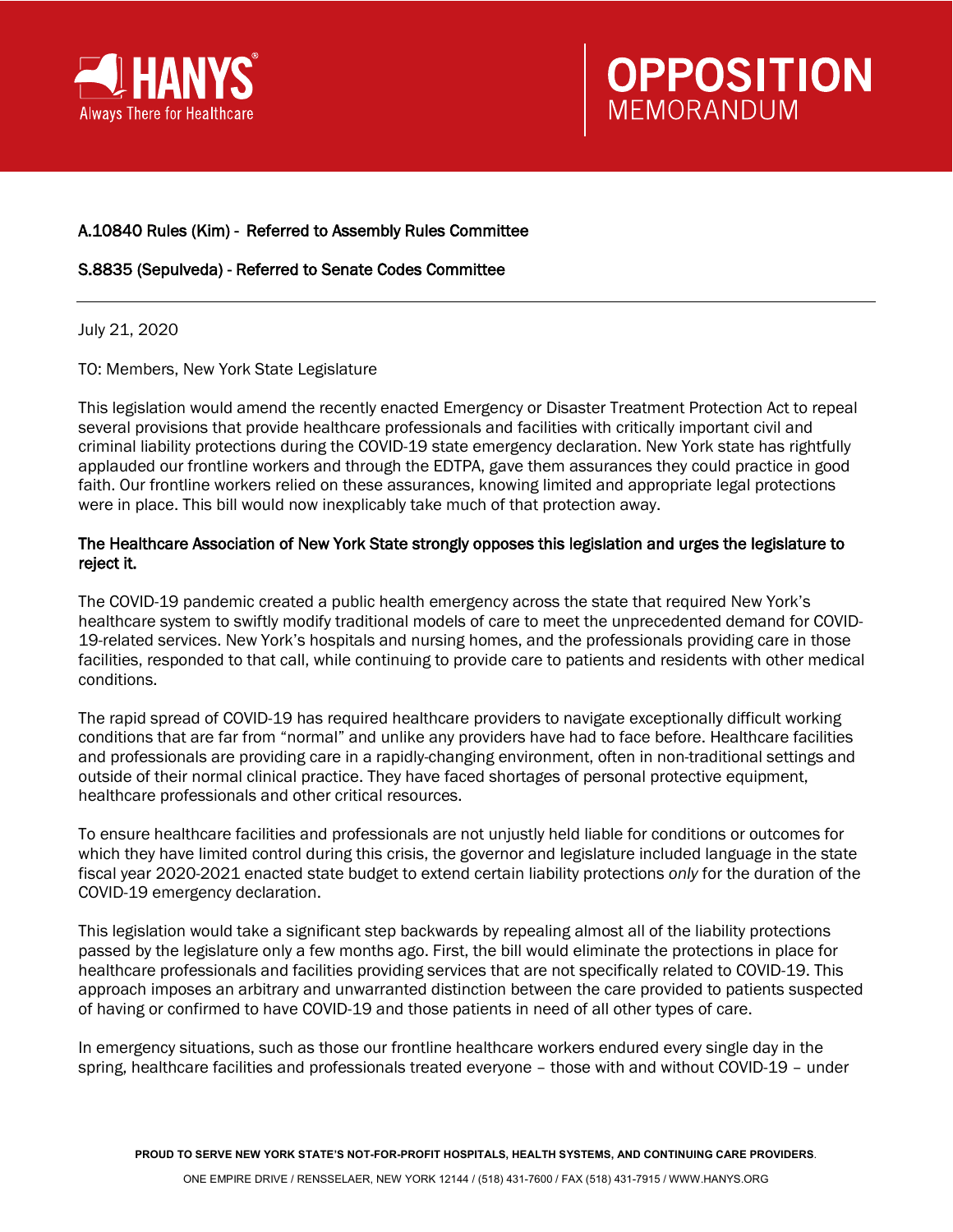HANYS
Always There for Healthcare

# OPPOSITION MEMORANDUM

A.10840 Rules (Kim) - Referred to Assembly Rules Committee

S.8835 (Sepulveda) - Referred to Senate Codes Committee

---

July 21, 2020

TO: Members, New York State Legislature

This legislation would amend the recently enacted Emergency or Disaster Treatment Protection Act to repeal several provisions that provide healthcare professionals and facilities with critically important civil and criminal liability protections during the COVID-19 state emergency declaration. New York state has rightfully applauded our frontline workers and through the EDTPA, gave them assurances they could practice in good faith. Our frontline workers relied on these assurances, knowing limited and appropriate legal protections were in place. This bill would now inexplicably take much of that protection away.

**The Healthcare Association of New York State strongly opposes this legislation and urges the legislature to reject it.**

The COVID-19 pandemic created a public health emergency across the state that required New York's healthcare system to swiftly modify traditional models of care to meet the unprecedented demand for COVID-19-related services. New York's hospitals and nursing homes, and the professionals providing care in those facilities, responded to that call, while continuing to provide care to patients and residents with other medical conditions.

The rapid spread of COVID-19 has required healthcare providers to navigate exceptionally difficult working conditions that are far from "normal" and unlike any providers have had to face before. Healthcare facilities and professionals are providing care in a rapidly-changing environment, often in non-traditional settings and outside of their normal clinical practice. They have faced shortages of personal protective equipment, healthcare professionals and other critical resources.

To ensure healthcare facilities and professionals are not unjustly held liable for conditions or outcomes for which they have limited control during this crisis, the governor and legislature included language in the state fiscal year 2020-2021 enacted state budget to extend certain liability protections *only* for the duration of the COVID-19 emergency declaration.

This legislation would take a significant step backwards by repealing almost all of the liability protections passed by the legislature only a few months ago. First, the bill would eliminate the protections in place for healthcare professionals and facilities providing services that are not specifically related to COVID-19. This approach imposes an arbitrary and unwarranted distinction between the care provided to patients suspected of having or confirmed to have COVID-19 and those patients in need of all other types of care.

In emergency situations, such as those our frontline healthcare workers endured every single day in the spring, healthcare facilities and professionals treated everyone – those with and without COVID-19 – under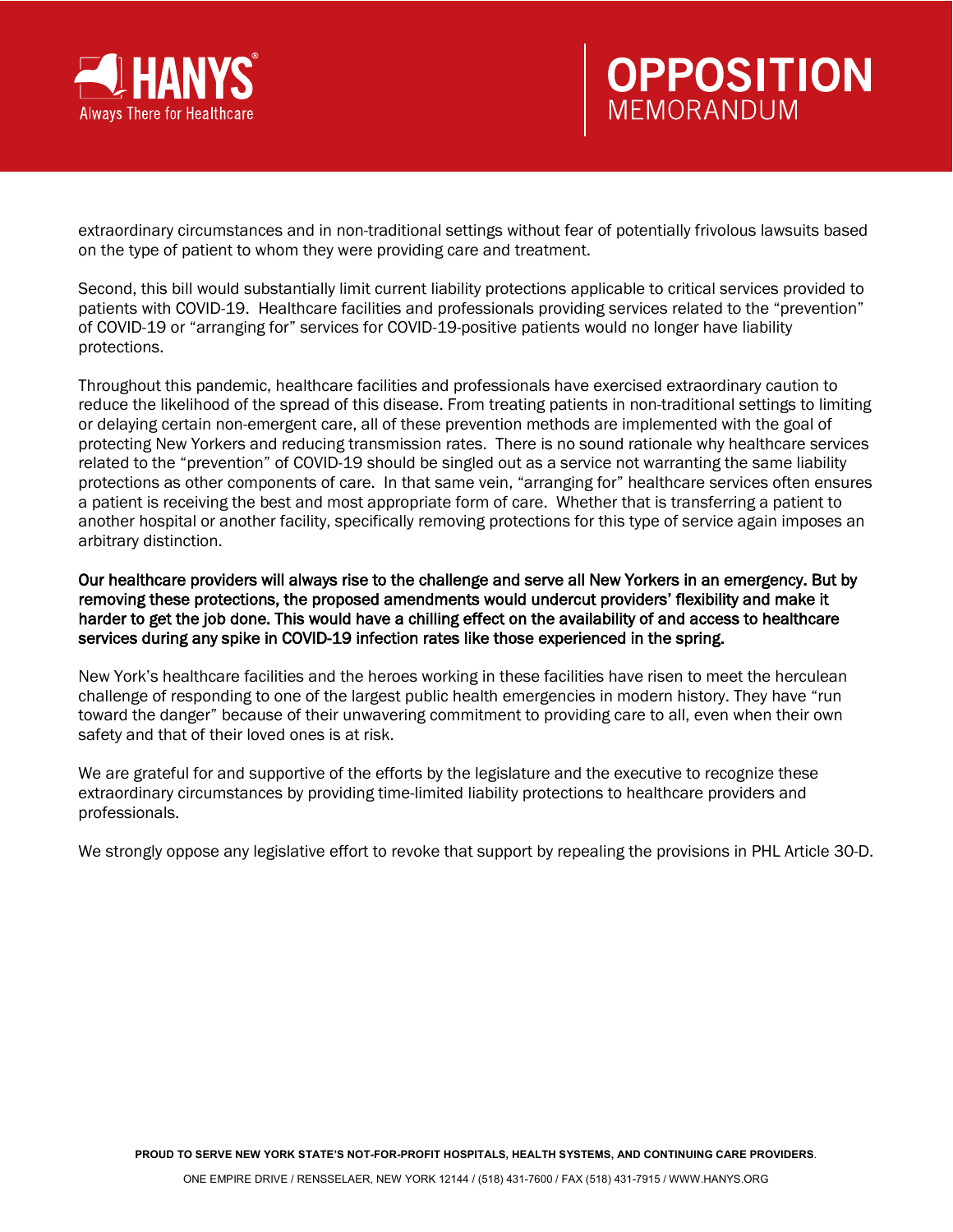extraordinary circumstances and in non-traditional settings without fear of potentially frivolous lawsuits based on the type of patient to whom they were providing care and treatment.

Second, this bill would substantially limit current liability protections applicable to critical services provided to patients with COVID-19. Healthcare facilities and professionals providing services related to the "prevention" of COVID-19 or "arranging for" services for COVID-19-positive patients would no longer have liability protections.

Throughout this pandemic, healthcare facilities and professionals have exercised extraordinary caution to reduce the likelihood of the spread of this disease. From treating patients in non-traditional settings to limiting or delaying certain non-emergent care, all of these prevention methods are implemented with the goal of protecting New Yorkers and reducing transmission rates. There is no sound rationale why healthcare services related to the "prevention" of COVID-19 should be singled out as a service not warranting the same liability protections as other components of care. In that same vein, "arranging for" healthcare services often ensures a patient is receiving the best and most appropriate form of care. Whether that is transferring a patient to another hospital or another facility, specifically removing protections for this type of service again imposes an arbitrary distinction.

**Our healthcare providers will always rise to the challenge and serve all New Yorkers in an emergency. But by removing these protections, the proposed amendments would undercut providers' flexibility and make it harder to get the job done. This would have a chilling effect on the availability of and access to healthcare services during any spike in COVID-19 infection rates like those experienced in the spring.**

New York's healthcare facilities and the heroes working in these facilities have risen to meet the herculean challenge of responding to one of the largest public health emergencies in modern history. They have "run toward the danger" because of their unwavering commitment to providing care to all, even when their own safety and that of their loved ones is at risk.

We are grateful for and supportive of the efforts by the legislature and the executive to recognize these extraordinary circumstances by providing time-limited liability protections to healthcare providers and professionals.

We strongly oppose any legislative effort to revoke that support by repealing the provisions in PHL Article 30-D.